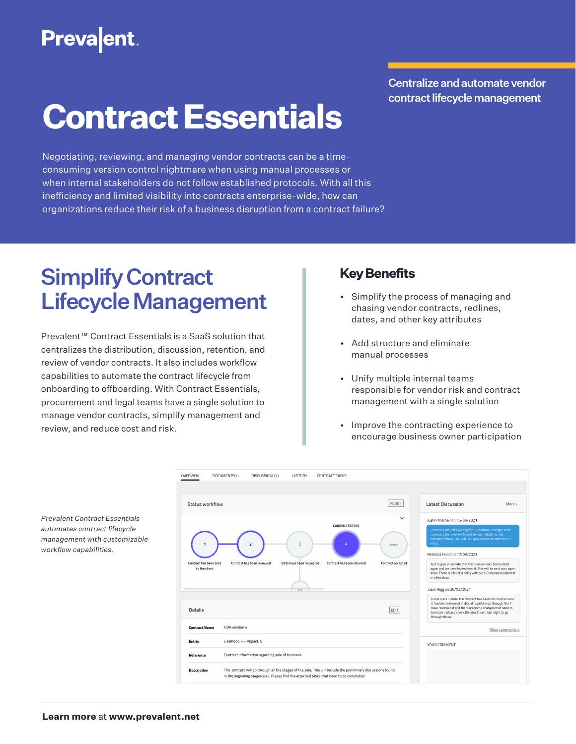Prevalent

# Contract Essentials

**Centralize and automate vendor contract lifecycle management**

Negotiating, reviewing, and managing vendor contracts can be a time-consuming version control nightmare when using manual processes or when internal stakeholders do not follow established protocols. With all this inefficiency and limited visibility into contracts enterprise-wide, how can organizations reduce their risk of a business disruption from a contract failure?

## Simplify Contract Lifecycle Management

Prevalent™ Contract Essentials is a SaaS solution that centralizes the distribution, discussion, retention, and review of vendor contracts. It also includes workflow capabilities to automate the contract lifecycle from onboarding to offboarding. With Contract Essentials, procurement and legal teams have a single solution to manage vendor contracts, simplify management and review, and reduce cost and risk.

## Key Benefits

- Simplify the process of managing and chasing vendor contracts, redlines, dates, and other key attributes
- Add structure and eliminate manual processes
- Unify multiple internal teams responsible for vendor risk and contract management with a single solution
- Improve the contracting experience to encourage business owner participation

*Prevalent Contract Essentials automates contract lifecycle management with customizable workflow capabilities.*

**Learn more** at **www.prevalent.net**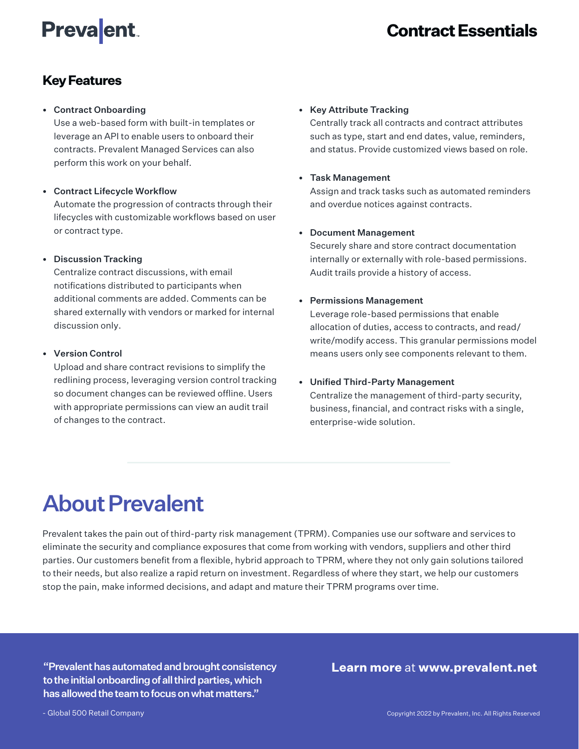## Key Features

- **Contract Onboarding**
  Use a web-based form with built-in templates or leverage an API to enable users to onboard their contracts. Prevalent Managed Services can also perform this work on your behalf.

- **Contract Lifecycle Workflow**
  Automate the progression of contracts through their lifecycles with customizable workflows based on user or contract type.

- **Discussion Tracking**
  Centralize contract discussions, with email notifications distributed to participants when additional comments are added. Comments can be shared externally with vendors or marked for internal discussion only.

- **Version Control**
  Upload and share contract revisions to simplify the redlining process, leveraging version control tracking so document changes can be reviewed offline. Users with appropriate permissions can view an audit trail of changes to the contract.

- **Key Attribute Tracking**
  Centrally track all contracts and contract attributes such as type, start and end dates, value, reminders, and status. Provide customized views based on role.

- **Task Management**
  Assign and track tasks such as automated reminders and overdue notices against contracts.

- **Document Management**
  Securely share and store contract documentation internally or externally with role-based permissions. Audit trails provide a history of access.

- **Permissions Management**
  Leverage role-based permissions that enable allocation of duties, access to contracts, and read/write/modify access. This granular permissions model means users only see components relevant to them.

- **Unified Third-Party Management**
  Centralize the management of third-party security, business, financial, and contract risks with a single, enterprise-wide solution.

# About Prevalent

Prevalent takes the pain out of third-party risk management (TPRM). Companies use our software and services to eliminate the security and compliance exposures that come from working with vendors, suppliers and other third parties. Our customers benefit from a flexible, hybrid approach to TPRM, where they not only gain solutions tailored to their needs, but also realize a rapid return on investment. Regardless of where they start, we help our customers stop the pain, make informed decisions, and adapt and mature their TPRM programs over time.

**"Prevalent has automated and brought consistency to the initial onboarding of all third parties, which has allowed the team to focus on what matters."**

- Global 500 Retail Company

**Learn more** at **www.prevalent.net**

Copyright 2022 by Prevalent, Inc. All Rights Reserved